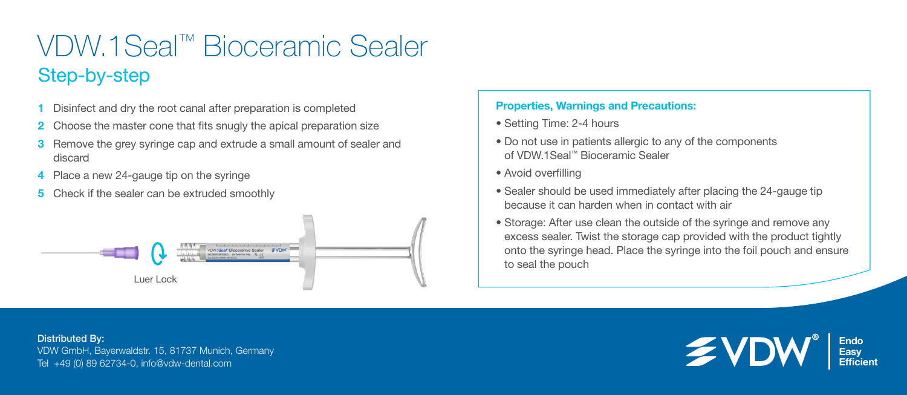# VDW.1Seal™ Bioceramic Sealer

## Step-by-step

1. Disinfect and dry the root canal after preparation is completed
2. Choose the master cone that fits snugly the apical preparation size
3. Remove the grey syringe cap and extrude a small amount of sealer and discard
4. Place a new 24-gauge tip on the syringe
5. Check if the sealer can be extruded smoothly

Luer Lock

**Properties, Warnings and Precautions:**

- Setting Time: 2-4 hours
- Do not use in patients allergic to any of the components of VDW.1Seal™ Bioceramic Sealer
- Avoid overfilling
- Sealer should be used immediately after placing the 24-gauge tip because it can harden when in contact with air
- Storage: After use clean the outside of the syringe and remove any excess sealer. Twist the storage cap provided with the product tightly onto the syringe head. Place the syringe into the foil pouch and ensure to seal the pouch

**Distributed By:**
VDW GmbH, Bayerwaldstr. 15, 81737 Munich, Germany
Tel +49 (0) 89 62734-0, info@vdw-dental.com

VDW® Endo Easy Efficient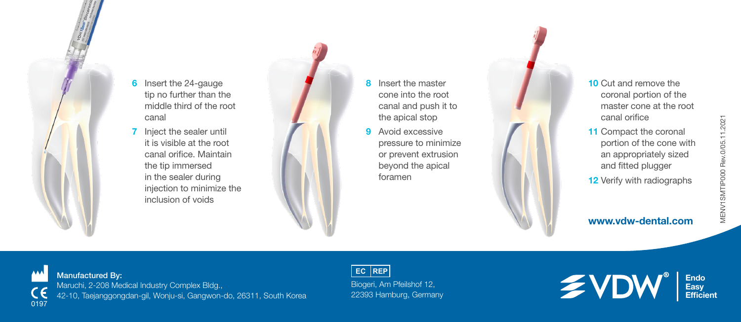6 Insert the 24-gauge tip no further than the middle third of the root canal

7 Inject the sealer until it is visible at the root canal orifice. Maintain the tip immersed in the sealer during injection to minimize the inclusion of voids

8 Insert the master cone into the root canal and push it to the apical stop

9 Avoid excessive pressure to minimize or prevent extrusion beyond the apical foramen

10 Cut and remove the coronal portion of the master cone at the root canal orifice

11 Compact the coronal portion of the cone with an appropriately sized and fitted plugger

12 Verify with radiographs

**www.vdw-dental.com**

MENV1SMTIP000 Rev.0/05.11.2021

**Manufactured By:**
Maruchi, 2-208 Medical Industry Complex Bldg.,
42-10, Taejanggonggdan-gil, Wonju-si, Gangwon-do, 26311, South Korea

CE 0197

EC REP
Biogeri, Am Pfeilshof 12,
22393 Hamburg, Germany

VDW® Endo Easy Efficient